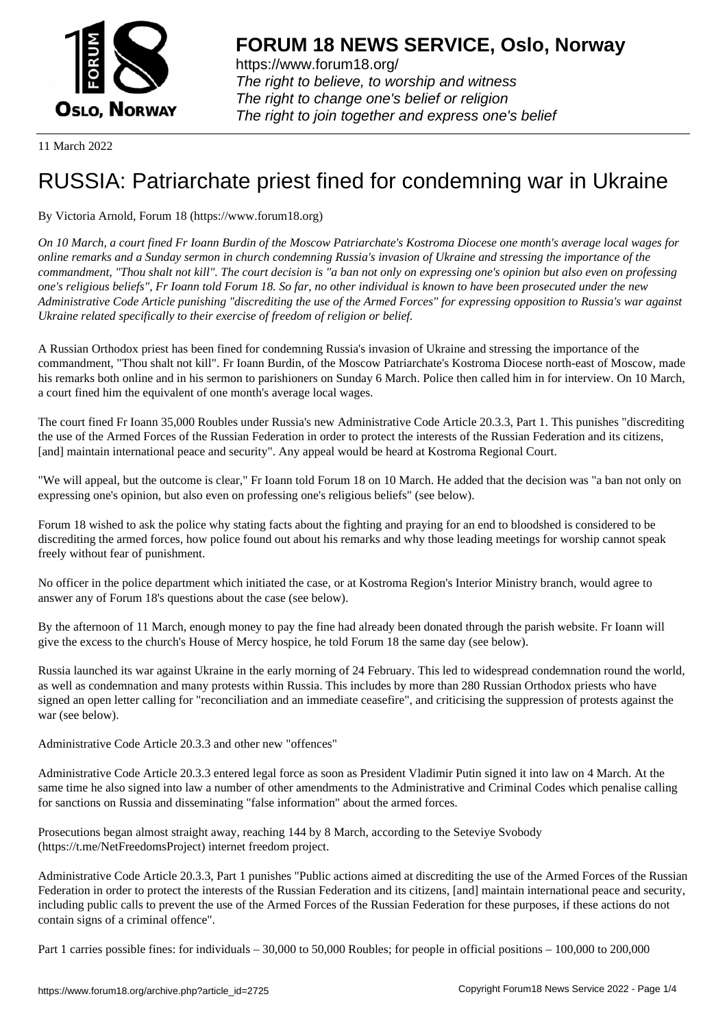# FORUM 18 NEWS SERVICE, Oslo, Norway

https://www.forum18.org/
*The right to believe, to worship and witness*
*The right to change one's belief or religion*
*The right to join together and express one's belief*

11 March 2022

# RUSSIA: Patriarchate priest fined for condemning war in Ukraine

By Victoria Arnold, Forum 18 (https://www.forum18.org)

*On 10 March, a court fined Fr Ioann Burdin of the Moscow Patriarchate's Kostroma Diocese one month's average local wages for online remarks and a Sunday sermon in church condemning Russia's invasion of Ukraine and stressing the importance of the commandment, "Thou shalt not kill". The court decision is "a ban not only on expressing one's opinion but also even on professing one's religious beliefs", Fr Ioann told Forum 18. So far, no other individual is known to have been prosecuted under the new Administrative Code Article punishing "discrediting the use of the Armed Forces" for expressing opposition to Russia's war against Ukraine related specifically to their exercise of freedom of religion or belief.*

A Russian Orthodox priest has been fined for condemning Russia's invasion of Ukraine and stressing the importance of the commandment, "Thou shalt not kill". Fr Ioann Burdin, of the Moscow Patriarchate's Kostroma Diocese north-east of Moscow, made his remarks both online and in his sermon to parishioners on Sunday 6 March. Police then called him in for interview. On 10 March, a court fined him the equivalent of one month's average local wages.

The court fined Fr Ioann 35,000 Roubles under Russia's new Administrative Code Article 20.3.3, Part 1. This punishes "discrediting the use of the Armed Forces of the Russian Federation in order to protect the interests of the Russian Federation and its citizens, [and] maintain international peace and security". Any appeal would be heard at Kostroma Regional Court.

"We will appeal, but the outcome is clear," Fr Ioann told Forum 18 on 10 March. He added that the decision was "a ban not only on expressing one's opinion, but also even on professing one's religious beliefs" (see below).

Forum 18 wished to ask the police why stating facts about the fighting and praying for an end to bloodshed is considered to be discrediting the armed forces, how police found out about his remarks and why those leading meetings for worship cannot speak freely without fear of punishment.

No officer in the police department which initiated the case, or at Kostroma Region's Interior Ministry branch, would agree to answer any of Forum 18's questions about the case (see below).

By the afternoon of 11 March, enough money to pay the fine had already been donated through the parish website. Fr Ioann will give the excess to the church's House of Mercy hospice, he told Forum 18 the same day (see below).

Russia launched its war against Ukraine in the early morning of 24 February. This led to widespread condemnation round the world, as well as condemnation and many protests within Russia. This includes by more than 280 Russian Orthodox priests who have signed an open letter calling for "reconciliation and an immediate ceasefire", and criticising the suppression of protests against the war (see below).

## Administrative Code Article 20.3.3 and other new "offences"

Administrative Code Article 20.3.3 entered legal force as soon as President Vladimir Putin signed it into law on 4 March. At the same time he also signed into law a number of other amendments to the Administrative and Criminal Codes which penalise calling for sanctions on Russia and disseminating "false information" about the armed forces.

Prosecutions began almost straight away, reaching 144 by 8 March, according to the Seteviye Svobody (https://t.me/NetFreedomsProject) internet freedom project.

Administrative Code Article 20.3.3, Part 1 punishes "Public actions aimed at discrediting the use of the Armed Forces of the Russian Federation in order to protect the interests of the Russian Federation and its citizens, [and] maintain international peace and security, including public calls to prevent the use of the Armed Forces of the Russian Federation for these purposes, if these actions do not contain signs of a criminal offence".

Part 1 carries possible fines: for individuals – 30,000 to 50,000 Roubles; for people in official positions – 100,000 to 200,000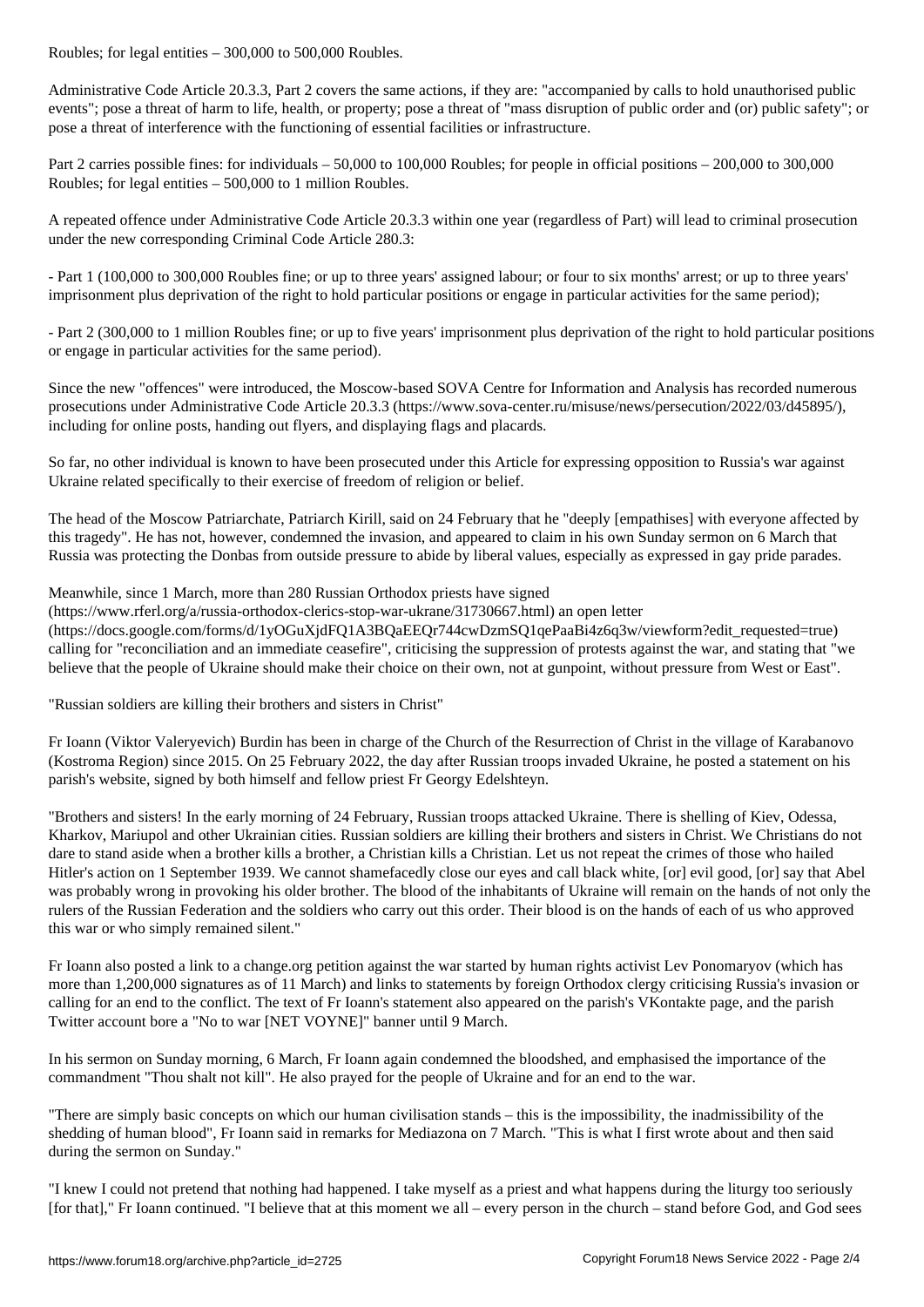Roubles; for legal entities – 300,000 to 500,000 Roubles.

Administrative Code Article 20.3.3, Part 2 covers the same actions, if they are: "accompanied by calls to hold unauthorised public events"; pose a threat of harm to life, health, or property; pose a threat of "mass disruption of public order and (or) public safety"; or pose a threat of interference with the functioning of essential facilities or infrastructure.

Part 2 carries possible fines: for individuals – 50,000 to 100,000 Roubles; for people in official positions – 200,000 to 300,000 Roubles; for legal entities – 500,000 to 1 million Roubles.

A repeated offence under Administrative Code Article 20.3.3 within one year (regardless of Part) will lead to criminal prosecution under the new corresponding Criminal Code Article 280.3:

- Part 1 (100,000 to 300,000 Roubles fine; or up to three years' assigned labour; or four to six months' arrest; or up to three years' imprisonment plus deprivation of the right to hold particular positions or engage in particular activities for the same period);

- Part 2 (300,000 to 1 million Roubles fine; or up to five years' imprisonment plus deprivation of the right to hold particular positions or engage in particular activities for the same period).

Since the new "offences" were introduced, the Moscow-based SOVA Centre for Information and Analysis has recorded numerous prosecutions under Administrative Code Article 20.3.3 (https://www.sova-center.ru/misuse/news/persecution/2022/03/d45895/), including for online posts, handing out flyers, and displaying flags and placards.

So far, no other individual is known to have been prosecuted under this Article for expressing opposition to Russia's war against Ukraine related specifically to their exercise of freedom of religion or belief.

The head of the Moscow Patriarchate, Patriarch Kirill, said on 24 February that he "deeply [empathises] with everyone affected by this tragedy". He has not, however, condemned the invasion, and appeared to claim in his own Sunday sermon on 6 March that Russia was protecting the Donbas from outside pressure to abide by liberal values, especially as expressed in gay pride parades.

Meanwhile, since 1 March, more than 280 Russian Orthodox priests have signed (https://www.rferl.org/a/russia-orthodox-clerics-stop-war-ukrane/31730667.html) an open letter (https://docs.google.com/forms/d/1yOGuXjdFQ1A3BQaEEQr744cwDzmSQ1qePaaBi4z6q3w/viewform?edit_requested=true) calling for "reconciliation and an immediate ceasefire", criticising the suppression of protests against the war, and stating that "we believe that the people of Ukraine should make their choice on their own, not at gunpoint, without pressure from West or East".

"Russian soldiers are killing their brothers and sisters in Christ"

Fr Ioann (Viktor Valeryevich) Burdin has been in charge of the Church of the Resurrection of Christ in the village of Karabanovo (Kostroma Region) since 2015. On 25 February 2022, the day after Russian troops invaded Ukraine, he posted a statement on his parish's website, signed by both himself and fellow priest Fr Georgy Edelshteyn.

"Brothers and sisters! In the early morning of 24 February, Russian troops attacked Ukraine. There is shelling of Kiev, Odessa, Kharkov, Mariupol and other Ukrainian cities. Russian soldiers are killing their brothers and sisters in Christ. We Christians do not dare to stand aside when a brother kills a brother, a Christian kills a Christian. Let us not repeat the crimes of those who hailed Hitler's action on 1 September 1939. We cannot shamefacedly close our eyes and call black white, [or] evil good, [or] say that Abel was probably wrong in provoking his older brother. The blood of the inhabitants of Ukraine will remain on the hands of not only the rulers of the Russian Federation and the soldiers who carry out this order. Their blood is on the hands of each of us who approved this war or who simply remained silent."

Fr Ioann also posted a link to a change.org petition against the war started by human rights activist Lev Ponomaryov (which has more than 1,200,000 signatures as of 11 March) and links to statements by foreign Orthodox clergy criticising Russia's invasion or calling for an end to the conflict. The text of Fr Ioann's statement also appeared on the parish's VKontakte page, and the parish Twitter account bore a "No to war [NET VOYNE]" banner until 9 March.

In his sermon on Sunday morning, 6 March, Fr Ioann again condemned the bloodshed, and emphasised the importance of the commandment "Thou shalt not kill". He also prayed for the people of Ukraine and for an end to the war.

"There are simply basic concepts on which our human civilisation stands – this is the impossibility, the inadmissibility of the shedding of human blood", Fr Ioann said in remarks for Mediazona on 7 March. "This is what I first wrote about and then said during the sermon on Sunday."

"I knew I could not pretend that nothing had happened. I take myself as a priest and what happens during the liturgy too seriously [for that]," Fr Ioann continued. "I believe that at this moment we all – every person in the church – stand before God, and God sees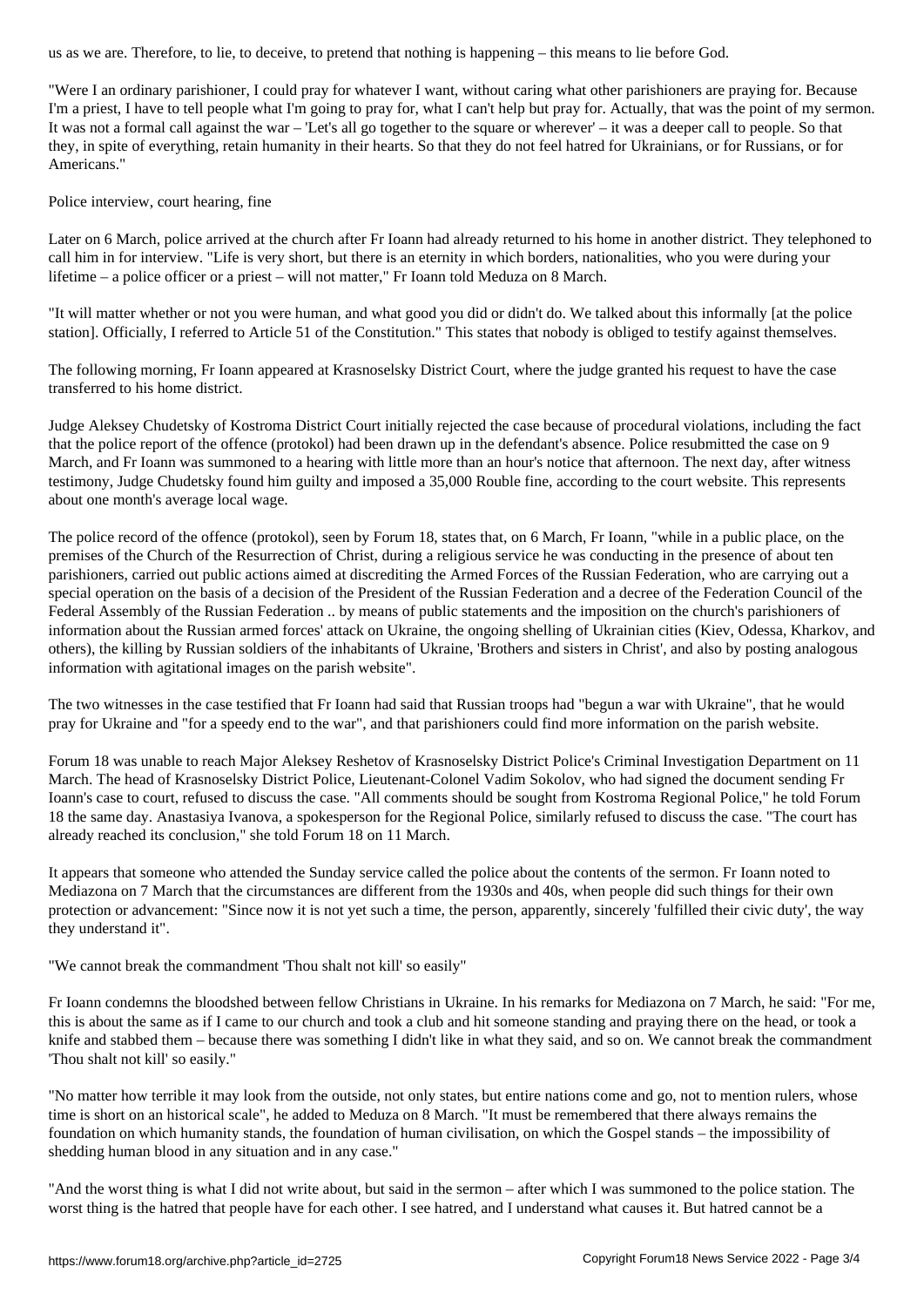us as we are. Therefore, to lie, to deceive, to pretend that nothing is happening – this means to lie before God.

"Were I an ordinary parishioner, I could pray for whatever I want, without caring what other parishioners are praying for. Because I'm a priest, I have to tell people what I'm going to pray for, what I can't help but pray for. Actually, that was the point of my sermon. It was not a formal call against the war – 'Let's all go together to the square or wherever' – it was a deeper call to people. So that they, in spite of everything, retain humanity in their hearts. So that they do not feel hatred for Ukrainians, or for Russians, or for Americans."

## Police interview, court hearing, fine

Later on 6 March, police arrived at the church after Fr Ioann had already returned to his home in another district. They telephoned to call him in for interview. "Life is very short, but there is an eternity in which borders, nationalities, who you were during your lifetime – a police officer or a priest – will not matter," Fr Ioann told Meduza on 8 March.

"It will matter whether or not you were human, and what good you did or didn't do. We talked about this informally [at the police station]. Officially, I referred to Article 51 of the Constitution." This states that nobody is obliged to testify against themselves.

The following morning, Fr Ioann appeared at Krasnoselsky District Court, where the judge granted his request to have the case transferred to his home district.

Judge Aleksey Chudetsky of Kostroma District Court initially rejected the case because of procedural violations, including the fact that the police report of the offence (protokol) had been drawn up in the defendant's absence. Police resubmitted the case on 9 March, and Fr Ioann was summoned to a hearing with little more than an hour's notice that afternoon. The next day, after witness testimony, Judge Chudetsky found him guilty and imposed a 35,000 Rouble fine, according to the court website. This represents about one month's average local wage.

The police record of the offence (protokol), seen by Forum 18, states that, on 6 March, Fr Ioann, "while in a public place, on the premises of the Church of the Resurrection of Christ, during a religious service he was conducting in the presence of about ten parishioners, carried out public actions aimed at discrediting the Armed Forces of the Russian Federation, who are carrying out a special operation on the basis of a decision of the President of the Russian Federation and a decree of the Federation Council of the Federal Assembly of the Russian Federation .. by means of public statements and the imposition on the church's parishioners of information about the Russian armed forces' attack on Ukraine, the ongoing shelling of Ukrainian cities (Kiev, Odessa, Kharkov, and others), the killing by Russian soldiers of the inhabitants of Ukraine, 'Brothers and sisters in Christ', and also by posting analogous information with agitational images on the parish website".

The two witnesses in the case testified that Fr Ioann had said that Russian troops had "begun a war with Ukraine", that he would pray for Ukraine and "for a speedy end to the war", and that parishioners could find more information on the parish website.

Forum 18 was unable to reach Major Aleksey Reshetov of Krasnoselsky District Police's Criminal Investigation Department on 11 March. The head of Krasnoselsky District Police, Lieutenant-Colonel Vadim Sokolov, who had signed the document sending Fr Ioann's case to court, refused to discuss the case. "All comments should be sought from Kostroma Regional Police," he told Forum 18 the same day. Anastasiya Ivanova, a spokesperson for the Regional Police, similarly refused to discuss the case. "The court has already reached its conclusion," she told Forum 18 on 11 March.

It appears that someone who attended the Sunday service called the police about the contents of the sermon. Fr Ioann noted to Mediazona on 7 March that the circumstances are different from the 1930s and 40s, when people did such things for their own protection or advancement: "Since now it is not yet such a time, the person, apparently, sincerely 'fulfilled their civic duty', the way they understand it".

## "We cannot break the commandment 'Thou shalt not kill' so easily"

Fr Ioann condemns the bloodshed between fellow Christians in Ukraine. In his remarks for Mediazona on 7 March, he said: "For me, this is about the same as if I came to our church and took a club and hit someone standing and praying there on the head, or took a knife and stabbed them – because there was something I didn't like in what they said, and so on. We cannot break the commandment 'Thou shalt not kill' so easily."

"No matter how terrible it may look from the outside, not only states, but entire nations come and go, not to mention rulers, whose time is short on an historical scale", he added to Meduza on 8 March. "It must be remembered that there always remains the foundation on which humanity stands, the foundation of human civilisation, on which the Gospel stands – the impossibility of shedding human blood in any situation and in any case."

"And the worst thing is what I did not write about, but said in the sermon – after which I was summoned to the police station. The worst thing is the hatred that people have for each other. I see hatred, and I understand what causes it. But hatred cannot be a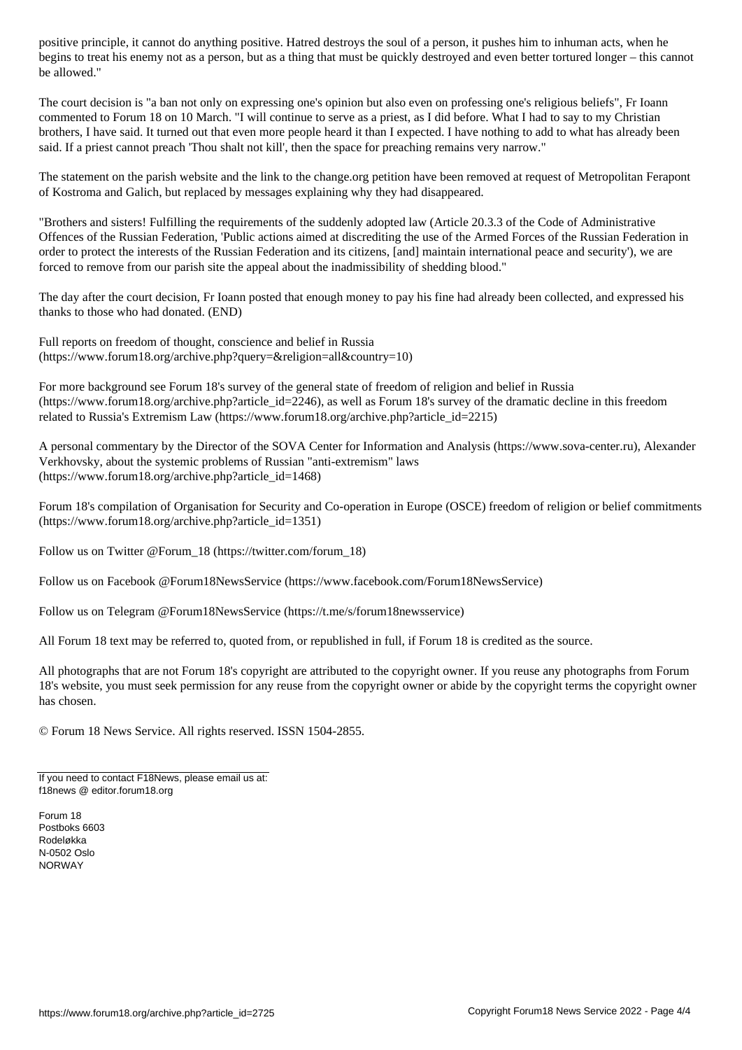positive principle, it cannot do anything positive. Hatred destroys the soul of a person, it pushes him to inhuman acts, when he begins to treat his enemy not as a person, but as a thing that must be quickly destroyed and even better tortured longer – this cannot be allowed."

The court decision is "a ban not only on expressing one's opinion but also even on professing one's religious beliefs", Fr Ioann commented to Forum 18 on 10 March. "I will continue to serve as a priest, as I did before. What I had to say to my Christian brothers, I have said. It turned out that even more people heard it than I expected. I have nothing to add to what has already been said. If a priest cannot preach 'Thou shalt not kill', then the space for preaching remains very narrow."

The statement on the parish website and the link to the change.org petition have been removed at request of Metropolitan Ferapont of Kostroma and Galich, but replaced by messages explaining why they had disappeared.

"Brothers and sisters! Fulfilling the requirements of the suddenly adopted law (Article 20.3.3 of the Code of Administrative Offences of the Russian Federation, 'Public actions aimed at discrediting the use of the Armed Forces of the Russian Federation in order to protect the interests of the Russian Federation and its citizens, [and] maintain international peace and security'), we are forced to remove from our parish site the appeal about the inadmissibility of shedding blood."

The day after the court decision, Fr Ioann posted that enough money to pay his fine had already been collected, and expressed his thanks to those who had donated. (END)

Full reports on freedom of thought, conscience and belief in Russia (https://www.forum18.org/archive.php?query=&religion=all&country=10)

For more background see Forum 18's survey of the general state of freedom of religion and belief in Russia (https://www.forum18.org/archive.php?article_id=2246), as well as Forum 18's survey of the dramatic decline in this freedom related to Russia's Extremism Law (https://www.forum18.org/archive.php?article_id=2215)

A personal commentary by the Director of the SOVA Center for Information and Analysis (https://www.sova-center.ru), Alexander Verkhovsky, about the systemic problems of Russian "anti-extremism" laws (https://www.forum18.org/archive.php?article_id=1468)

Forum 18's compilation of Organisation for Security and Co-operation in Europe (OSCE) freedom of religion or belief commitments (https://www.forum18.org/archive.php?article_id=1351)

Follow us on Twitter @Forum_18 (https://twitter.com/forum_18)

Follow us on Facebook @Forum18NewsService (https://www.facebook.com/Forum18NewsService)

Follow us on Telegram @Forum18NewsService (https://t.me/s/forum18newsservice)

All Forum 18 text may be referred to, quoted from, or republished in full, if Forum 18 is credited as the source.

All photographs that are not Forum 18's copyright are attributed to the copyright owner. If you reuse any photographs from Forum 18's website, you must seek permission for any reuse from the copyright owner or abide by the copyright terms the copyright owner has chosen.

© Forum 18 News Service. All rights reserved. ISSN 1504-2855.

If you need to contact F18News, please email us at:
f18news @ editor.forum18.org

Forum 18
Postboks 6603
Rodeløkka
N-0502 Oslo
NORWAY